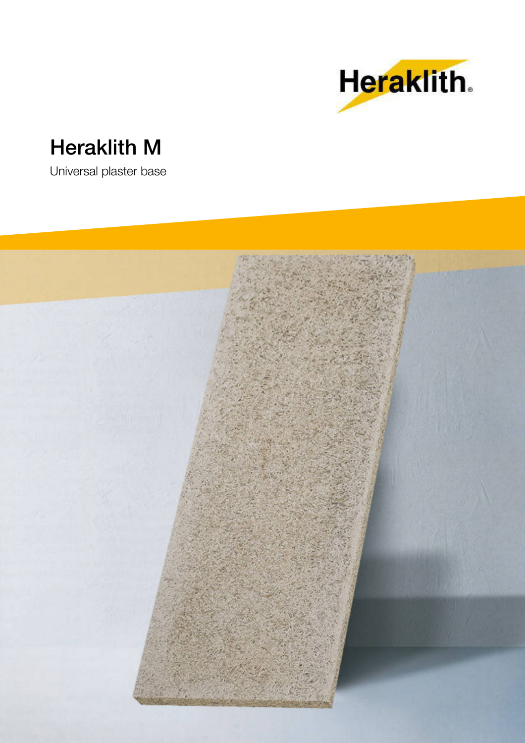Heraklith

# Heraklith M

Universal plaster base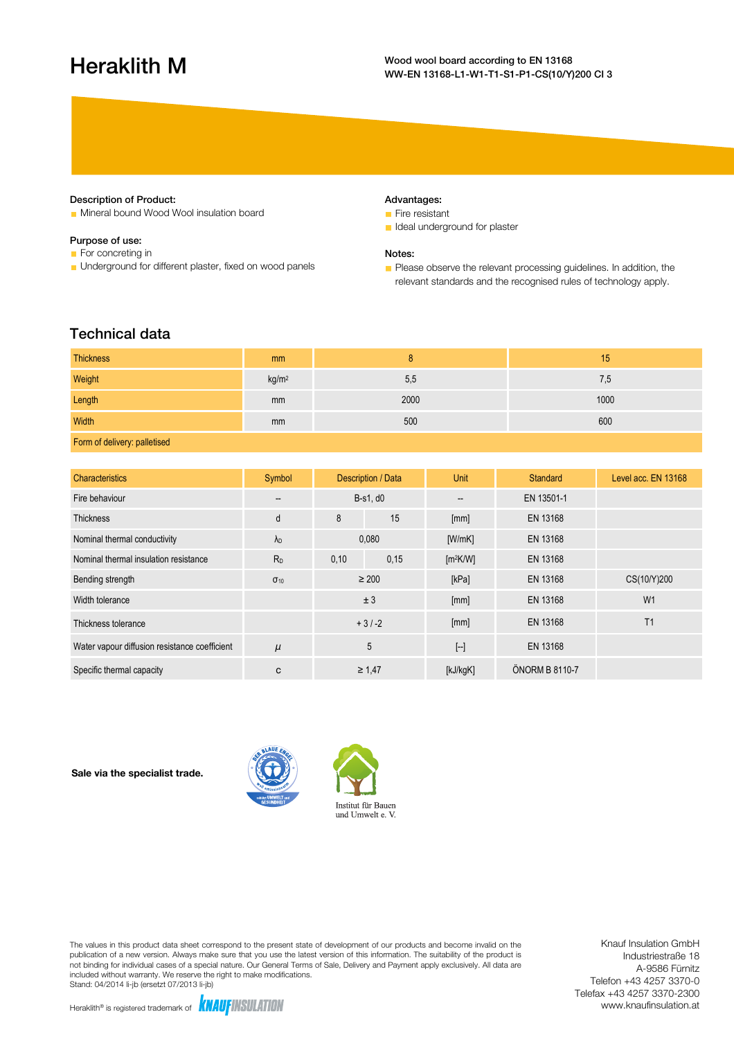# Heraklith M

**Wood wool board according to EN 13168**
**WW-EN 13168-L1-W1-T1-S1-P1-CS(10/Y)200 CI 3**

**Description of Product:**
- Mineral bound Wood Wool insulation board

**Purpose of use:**
- For concreting in
- Underground for different plaster, fixed on wood panels

**Advantages:**
- Fire resistant
- Ideal underground for plaster

**Notes:**
- Please observe the relevant processing guidelines. In addition, the relevant standards and the recognised rules of technology apply.

## Technical data

| Thickness | mm | 8 | 15 |
|---|---|---|---|
| Weight | kg/m² | 5,5 | 7,5 |
| Length | mm | 2000 | 1000 |
| Width | mm | 500 | 600 |
| Form of delivery: palletised | | | |

| Characteristics | Symbol | Description / Data | | Unit | Standard | Level acc. EN 13168 |
|---|---|---|---|---|---|---|
| Fire behaviour | -- | B-s1, d0 | | -- | EN 13501-1 | |
| Thickness | d | 8 | 15 | [mm] | EN 13168 | |
| Nominal thermal conductivity | $\lambda_D$ | 0,080 | | [W/mK] | EN 13168 | |
| Nominal thermal insulation resistance | $R_D$ | 0,10 | 0,15 | [m²K/W] | EN 13168 | |
| Bending strength | $\sigma_{10}$ | ≥ 200 | | [kPa] | EN 13168 | CS(10/Y)200 |
| Width tolerance | | ± 3 | | [mm] | EN 13168 | W1 |
| Thickness tolerance | | + 3 / -2 | | [mm] | EN 13168 | T1 |
| Water vapour diffusion resistance coefficient | $\mu$ | 5 | | [--] | EN 13168 | |
| Specific thermal capacity | c | ≥ 1,47 | | [kJ/kgK] | ÖNORM B 8110-7 | |

**Sale via the specialist trade.**

Institut für Bauen und Umwelt e. V.

The values in this product data sheet correspond to the present state of development of our products and become invalid on the publication of a new version. Always make sure that you use the latest version of this information. The suitability of the product is not binding for individual cases of a special nature. Our General Terms of Sale, Delivery and Payment apply exclusively. All data are included without warranty. We reserve the right to make modifications.
Stand: 04/2014 li-jb (ersetzt 07/2013 li-jb)

Heraklith® is registered trademark of KNAUF INSULATION

Knauf Insulation GmbH
Industriestraße 18
A-9586 Fürnitz
Telefon +43 4257 3370-0
Telefax +43 4257 3370-2300
www.knaufinsulation.at